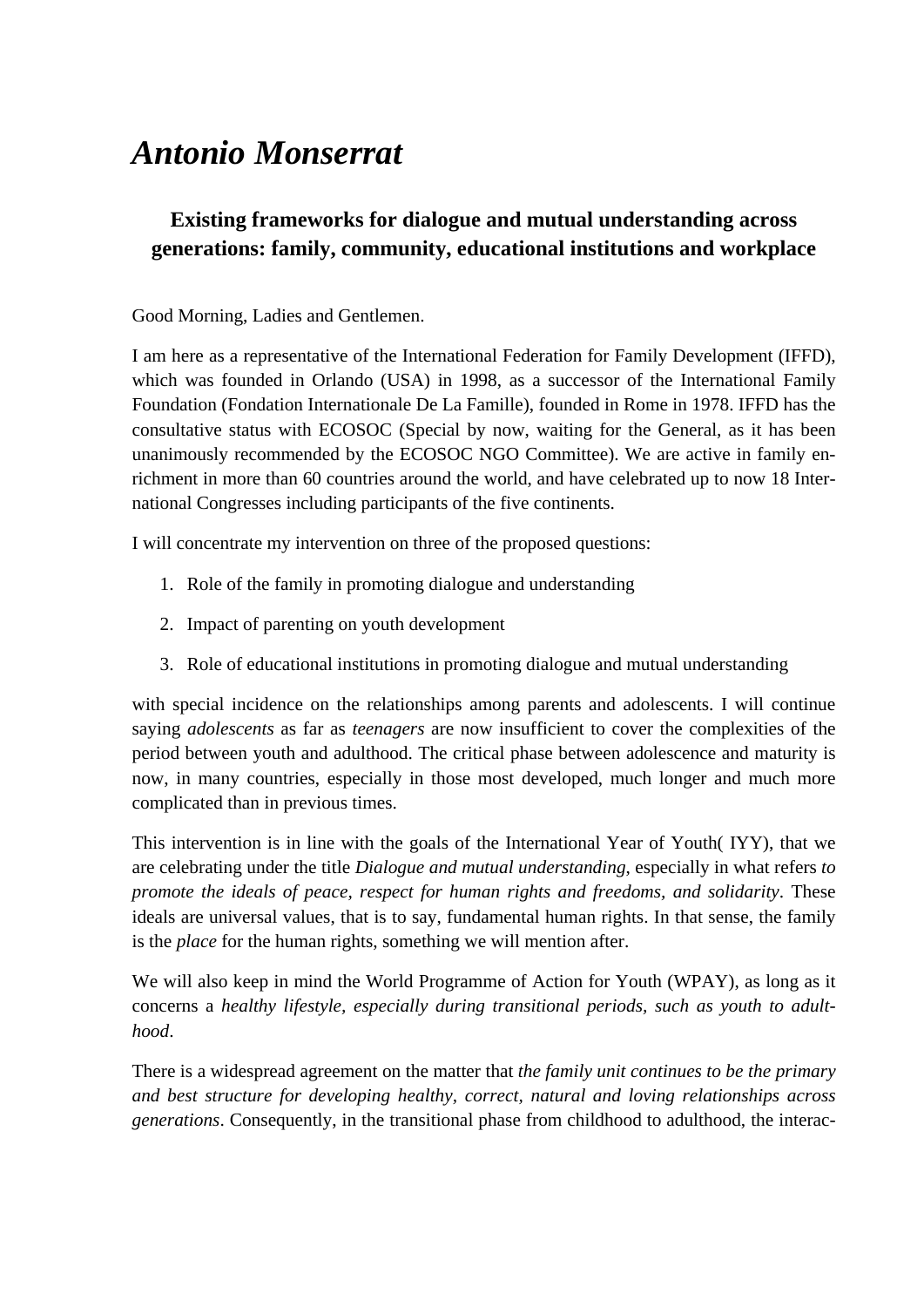# *Antonio Monserrat*

## Existing frameworks for dialogue and mutual understanding across generations: family, community, educational institutions and workplace

Good Morning, Ladies and Gentlemen.

I am here as a representative of the International Federation for Family Development (IFFD), which was founded in Orlando (USA) in 1998, as a successor of the International Family Foundation (Fondation Internationale De La Famille), founded in Rome in 1978. IFFD has the consultative status with ECOSOC (Special by now, waiting for the General, as it has been unanimously recommended by the ECOSOC NGO Committee). We are active in family enrichment in more than 60 countries around the world, and have celebrated up to now 18 International Congresses including participants of the five continents.

I will concentrate my intervention on three of the proposed questions:

1. Role of the family in promoting dialogue and understanding
2. Impact of parenting on youth development
3. Role of educational institutions in promoting dialogue and mutual understanding

with special incidence on the relationships among parents and adolescents. I will continue saying *adolescents* as far as *teenagers* are now insufficient to cover the complexities of the period between youth and adulthood. The critical phase between adolescence and maturity is now, in many countries, especially in those most developed, much longer and much more complicated than in previous times.

This intervention is in line with the goals of the International Year of Youth( IYY), that we are celebrating under the title *Dialogue and mutual understanding*, especially in what refers *to promote the ideals of peace, respect for human rights and freedoms, and solidarity*. These ideals are universal values, that is to say, fundamental human rights. In that sense, the family is the *place* for the human rights, something we will mention after.

We will also keep in mind the World Programme of Action for Youth (WPAY), as long as it concerns a *healthy lifestyle, especially during transitional periods, such as youth to adulthood*.

There is a widespread agreement on the matter that *the family unit continues to be the primary and best structure for developing healthy, correct, natural and loving relationships across generations*. Consequently, in the transitional phase from childhood to adulthood, the interac-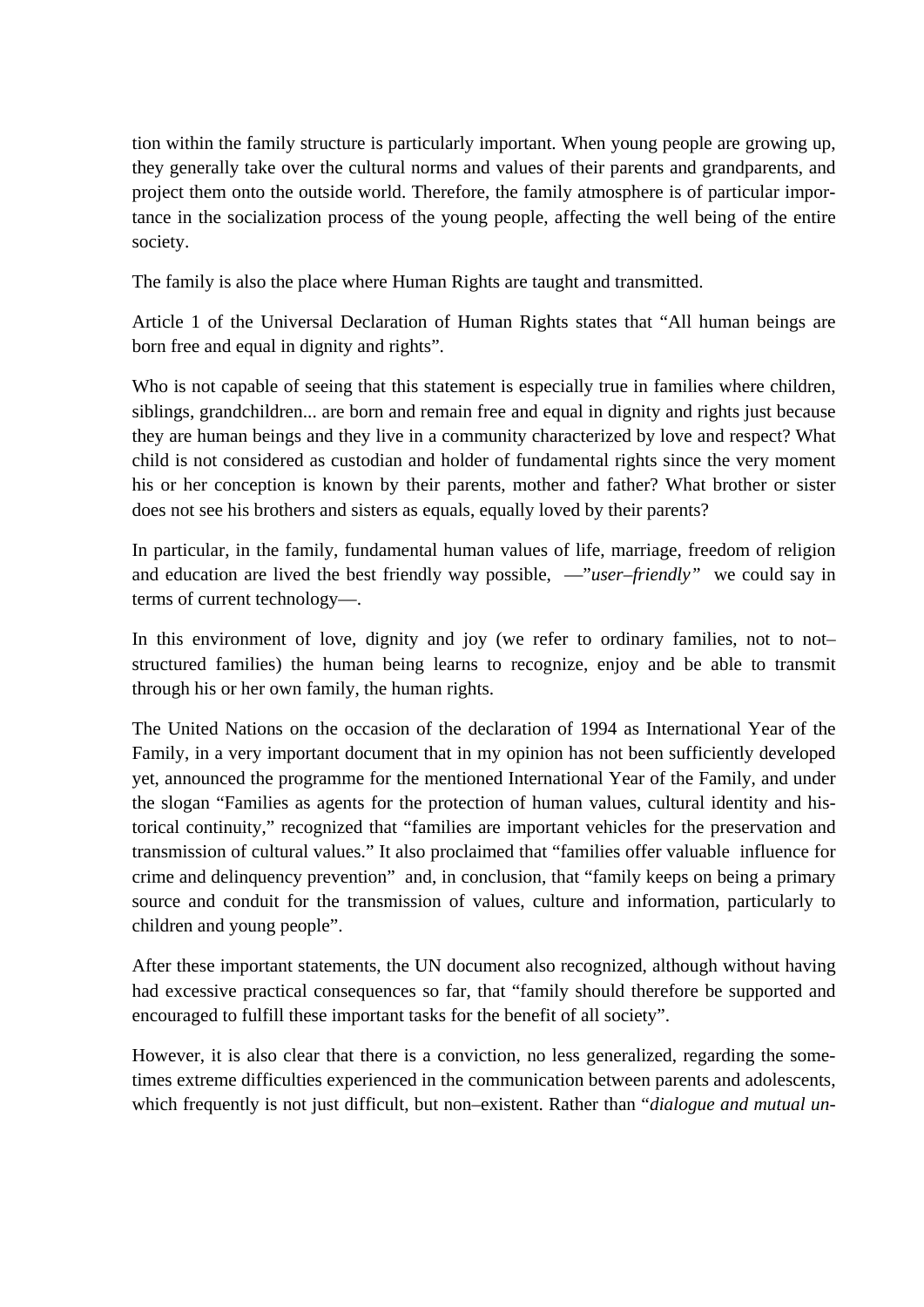tion within the family structure is particularly important. When young people are growing up, they generally take over the cultural norms and values of their parents and grandparents, and project them onto the outside world. Therefore, the family atmosphere is of particular importance in the socialization process of the young people, affecting the well being of the entire society.

The family is also the place where Human Rights are taught and transmitted.

Article 1 of the Universal Declaration of Human Rights states that "All human beings are born free and equal in dignity and rights".

Who is not capable of seeing that this statement is especially true in families where children, siblings, grandchildren... are born and remain free and equal in dignity and rights just because they are human beings and they live in a community characterized by love and respect? What child is not considered as custodian and holder of fundamental rights since the very moment his or her conception is known by their parents, mother and father? What brother or sister does not see his brothers and sisters as equals, equally loved by their parents?

In particular, in the family, fundamental human values of life, marriage, freedom of religion and education are lived the best friendly way possible, —"*user–friendly"* we could say in terms of current technology—.

In this environment of love, dignity and joy (we refer to ordinary families, not to not–structured families) the human being learns to recognize, enjoy and be able to transmit through his or her own family, the human rights.

The United Nations on the occasion of the declaration of 1994 as International Year of the Family, in a very important document that in my opinion has not been sufficiently developed yet, announced the programme for the mentioned International Year of the Family, and under the slogan "Families as agents for the protection of human values, cultural identity and historical continuity," recognized that "families are important vehicles for the preservation and transmission of cultural values." It also proclaimed that "families offer valuable influence for crime and delinquency prevention" and, in conclusion, that "family keeps on being a primary source and conduit for the transmission of values, culture and information, particularly to children and young people".

After these important statements, the UN document also recognized, although without having had excessive practical consequences so far, that "family should therefore be supported and encouraged to fulfill these important tasks for the benefit of all society".

However, it is also clear that there is a conviction, no less generalized, regarding the sometimes extreme difficulties experienced in the communication between parents and adolescents, which frequently is not just difficult, but non–existent. Rather than "*dialogue and mutual un-*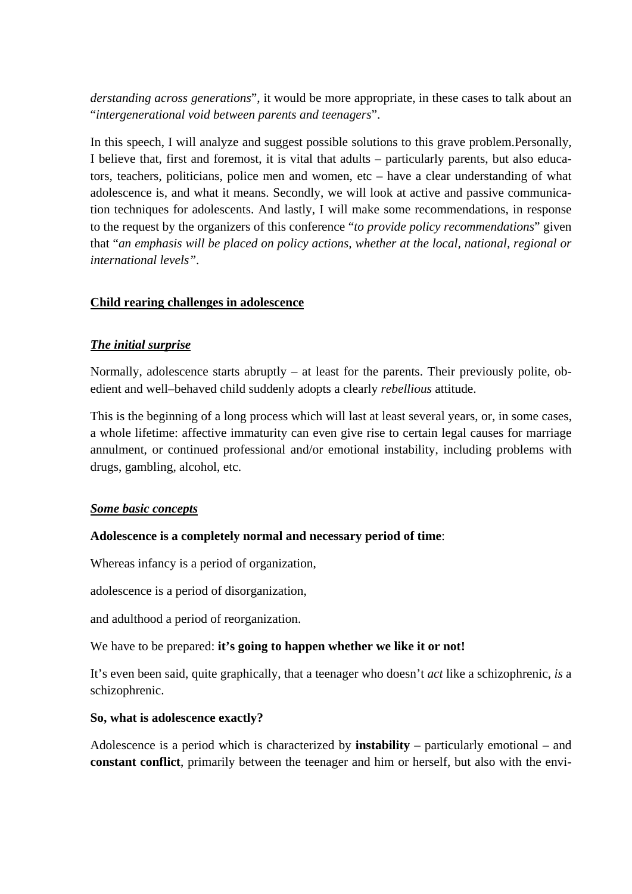*derstanding across generations*", it would be more appropriate, in these cases to talk about an "*intergenerational void between parents and teenagers*".

In this speech, I will analyze and suggest possible solutions to this grave problem.Personally, I believe that, first and foremost, it is vital that adults – particularly parents, but also educators, teachers, politicians, police men and women, etc – have a clear understanding of what adolescence is, and what it means. Secondly, we will look at active and passive communication techniques for adolescents. And lastly, I will make some recommendations, in response to the request by the organizers of this conference "*to provide policy recommendations*" given that "*an emphasis will be placed on policy actions, whether at the local, national, regional or international levels"*.

## Child rearing challenges in adolescence

### *The initial surprise*

Normally, adolescence starts abruptly – at least for the parents. Their previously polite, obedient and well–behaved child suddenly adopts a clearly *rebellious* attitude.

This is the beginning of a long process which will last at least several years, or, in some cases, a whole lifetime: affective immaturity can even give rise to certain legal causes for marriage annulment, or continued professional and/or emotional instability, including problems with drugs, gambling, alcohol, etc.

### *Some basic concepts*

**Adolescence is a completely normal and necessary period of time**:

Whereas infancy is a period of organization,

adolescence is a period of disorganization,

and adulthood a period of reorganization.

We have to be prepared: **it's going to happen whether we like it or not!**

It's even been said, quite graphically, that a teenager who doesn't *act* like a schizophrenic, *is* a schizophrenic.

**So, what is adolescence exactly?**

Adolescence is a period which is characterized by **instability** – particularly emotional – and **constant conflict**, primarily between the teenager and him or herself, but also with the envi-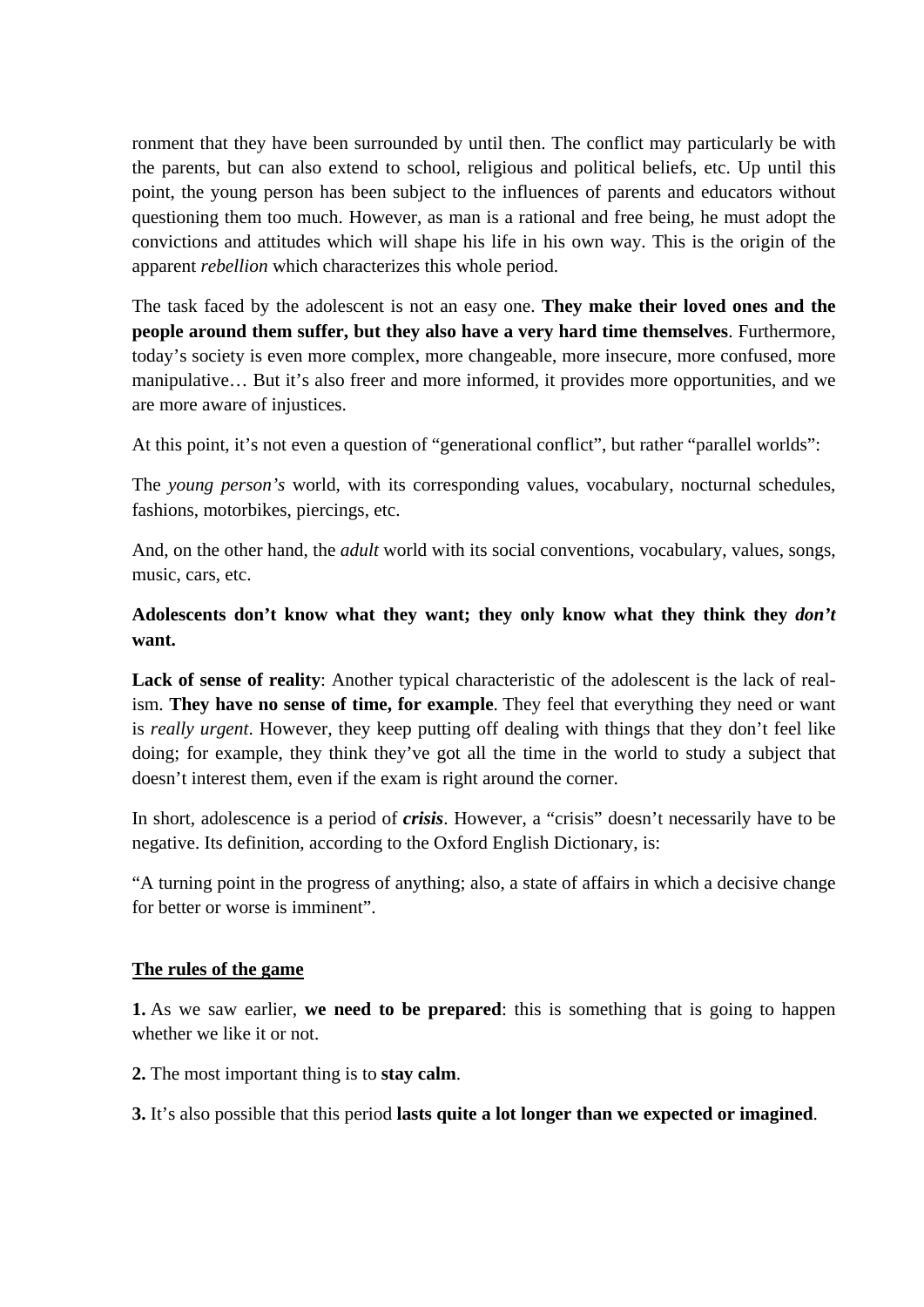ronment that they have been surrounded by until then. The conflict may particularly be with the parents, but can also extend to school, religious and political beliefs, etc. Up until this point, the young person has been subject to the influences of parents and educators without questioning them too much. However, as man is a rational and free being, he must adopt the convictions and attitudes which will shape his life in his own way. This is the origin of the apparent *rebellion* which characterizes this whole period.

The task faced by the adolescent is not an easy one. **They make their loved ones and the people around them suffer, but they also have a very hard time themselves**. Furthermore, today's society is even more complex, more changeable, more insecure, more confused, more manipulative… But it's also freer and more informed, it provides more opportunities, and we are more aware of injustices.

At this point, it's not even a question of "generational conflict", but rather "parallel worlds":

The *young person's* world, with its corresponding values, vocabulary, nocturnal schedules, fashions, motorbikes, piercings, etc.

And, on the other hand, the *adult* world with its social conventions, vocabulary, values, songs, music, cars, etc.

**Adolescents don't know what they want; they only know what they think they *don't* want.**

**Lack of sense of reality**: Another typical characteristic of the adolescent is the lack of realism. **They have no sense of time, for example**. They feel that everything they need or want is *really urgent*. However, they keep putting off dealing with things that they don't feel like doing; for example, they think they've got all the time in the world to study a subject that doesn't interest them, even if the exam is right around the corner.

In short, adolescence is a period of ***crisis***. However, a "crisis" doesn't necessarily have to be negative. Its definition, according to the Oxford English Dictionary, is:

"A turning point in the progress of anything; also, a state of affairs in which a decisive change for better or worse is imminent".

## <u>The rules of the game</u>

**1.** As we saw earlier, **we need to be prepared**: this is something that is going to happen whether we like it or not.

**2.** The most important thing is to **stay calm**.

**3.** It's also possible that this period **lasts quite a lot longer than we expected or imagined**.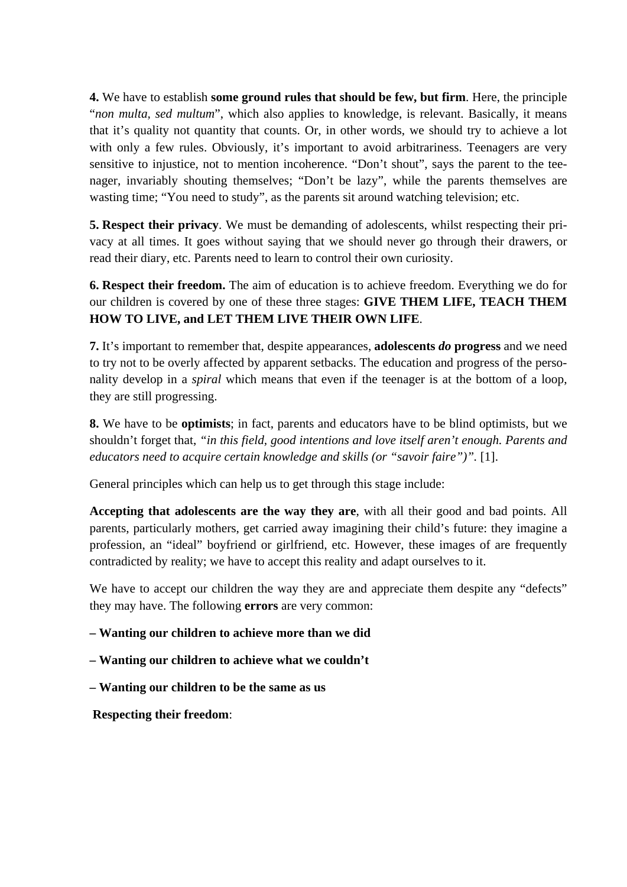**4.** We have to establish **some ground rules that should be few, but firm**. Here, the principle "*non multa, sed multum*", which also applies to knowledge, is relevant. Basically, it means that it's quality not quantity that counts. Or, in other words, we should try to achieve a lot with only a few rules. Obviously, it's important to avoid arbitrariness. Teenagers are very sensitive to injustice, not to mention incoherence. "Don't shout", says the parent to the teenager, invariably shouting themselves; "Don't be lazy", while the parents themselves are wasting time; "You need to study", as the parents sit around watching television; etc.

**5. Respect their privacy**. We must be demanding of adolescents, whilst respecting their privacy at all times. It goes without saying that we should never go through their drawers, or read their diary, etc. Parents need to learn to control their own curiosity.

**6. Respect their freedom.** The aim of education is to achieve freedom. Everything we do for our children is covered by one of these three stages: **GIVE THEM LIFE, TEACH THEM HOW TO LIVE, and LET THEM LIVE THEIR OWN LIFE**.

**7.** It's important to remember that, despite appearances, **adolescents *do* progress** and we need to try not to be overly affected by apparent setbacks. The education and progress of the personality develop in a *spiral* which means that even if the teenager is at the bottom of a loop, they are still progressing.

**8.** We have to be **optimists**; in fact, parents and educators have to be blind optimists, but we shouldn't forget that, *"in this field, good intentions and love itself aren't enough. Parents and educators need to acquire certain knowledge and skills (or "savoir faire")"*. [1].

General principles which can help us to get through this stage include:

**Accepting that adolescents are the way they are**, with all their good and bad points. All parents, particularly mothers, get carried away imagining their child's future: they imagine a profession, an "ideal" boyfriend or girlfriend, etc. However, these images of are frequently contradicted by reality; we have to accept this reality and adapt ourselves to it.

We have to accept our children the way they are and appreciate them despite any "defects" they may have. The following **errors** are very common:

**– Wanting our children to achieve more than we did**

**– Wanting our children to achieve what we couldn't**

**– Wanting our children to be the same as us**

**Respecting their freedom**: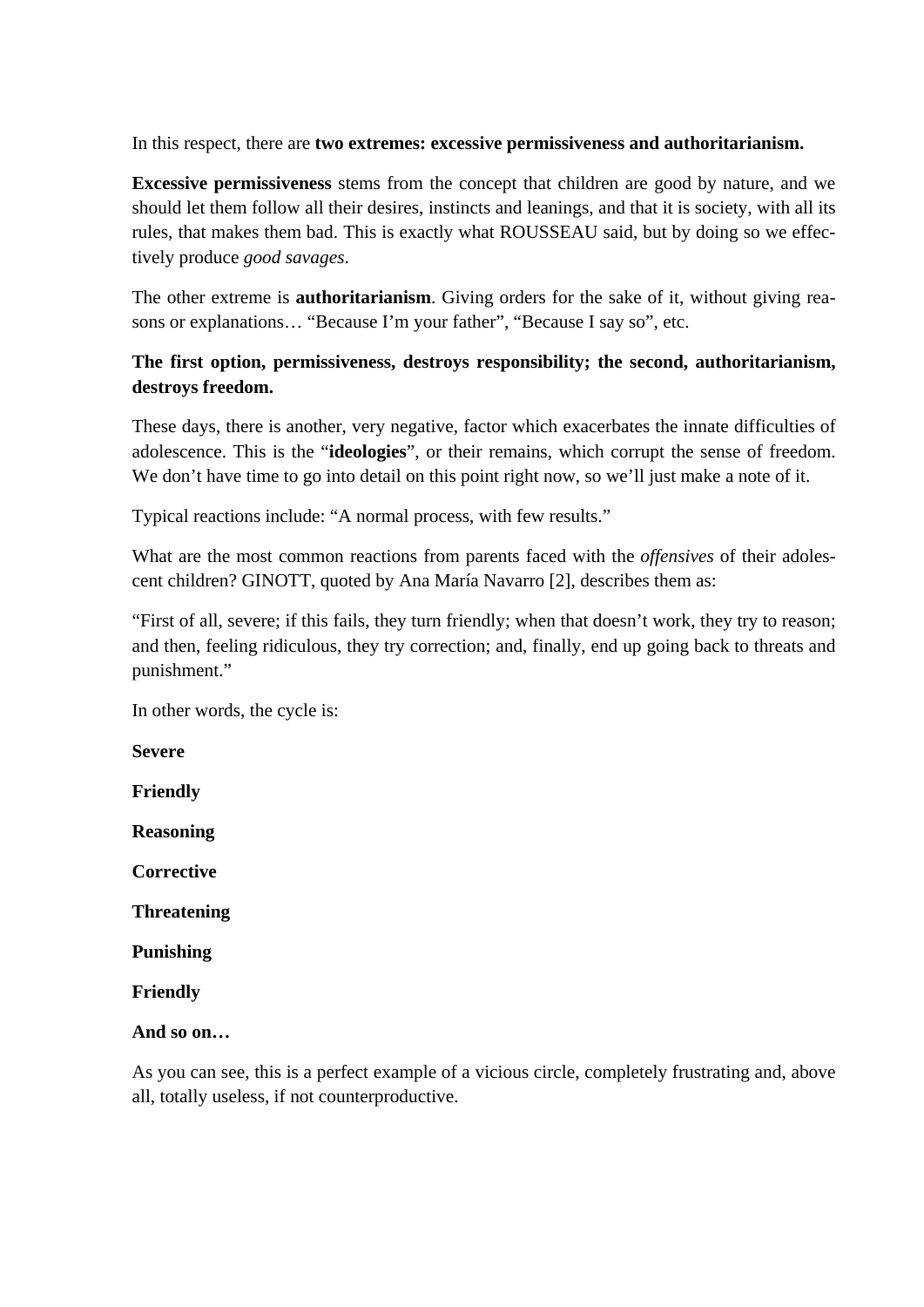In this respect, there are **two extremes: excessive permissiveness and authoritarianism.**

**Excessive permissiveness** stems from the concept that children are good by nature, and we should let them follow all their desires, instincts and leanings, and that it is society, with all its rules, that makes them bad. This is exactly what ROUSSEAU said, but by doing so we effectively produce *good savages*.

The other extreme is **authoritarianism**. Giving orders for the sake of it, without giving reasons or explanations… "Because I'm your father", "Because I say so", etc.

**The first option, permissiveness, destroys responsibility; the second, authoritarianism, destroys freedom.**

These days, there is another, very negative, factor which exacerbates the innate difficulties of adolescence. This is the "**ideologies**", or their remains, which corrupt the sense of freedom. We don't have time to go into detail on this point right now, so we'll just make a note of it.

Typical reactions include: "A normal process, with few results."

What are the most common reactions from parents faced with the *offensives* of their adolescent children? GINOTT, quoted by Ana María Navarro [2], describes them as:

"First of all, severe; if this fails, they turn friendly; when that doesn't work, they try to reason; and then, feeling ridiculous, they try correction; and, finally, end up going back to threats and punishment."

In other words, the cycle is:

**Severe**

**Friendly**

**Reasoning**

**Corrective**

**Threatening**

**Punishing**

**Friendly**

**And so on…**

As you can see, this is a perfect example of a vicious circle, completely frustrating and, above all, totally useless, if not counterproductive.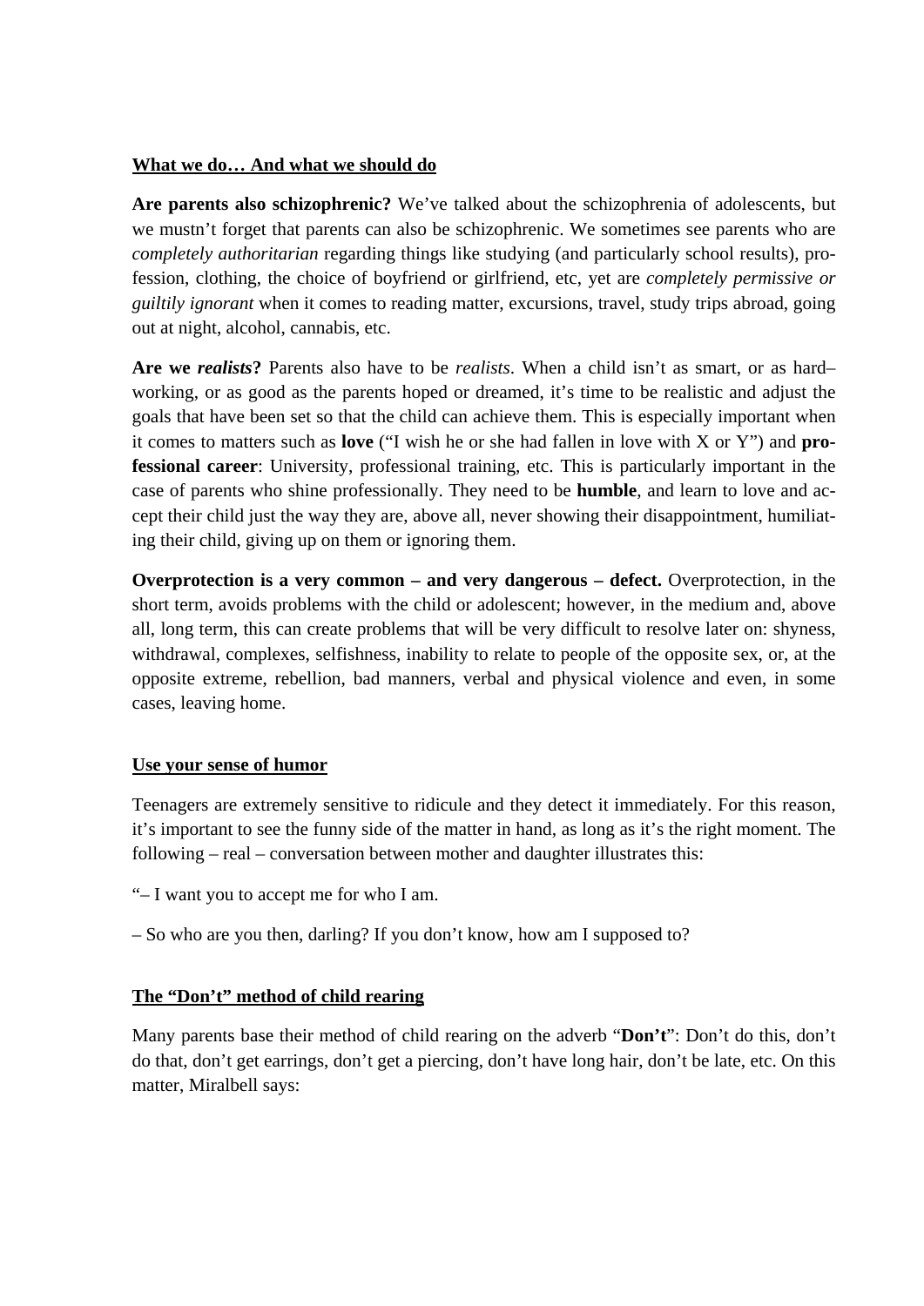**<u>What we do… And what we should do</u>**

**Are parents also schizophrenic?** We've talked about the schizophrenia of adolescents, but we mustn't forget that parents can also be schizophrenic. We sometimes see parents who are *completely authoritarian* regarding things like studying (and particularly school results), profession, clothing, the choice of boyfriend or girlfriend, etc, yet are *completely permissive or guiltily ignorant* when it comes to reading matter, excursions, travel, study trips abroad, going out at night, alcohol, cannabis, etc.

**Are we *realists*?** Parents also have to be *realists*. When a child isn't as smart, or as hard–working, or as good as the parents hoped or dreamed, it's time to be realistic and adjust the goals that have been set so that the child can achieve them. This is especially important when it comes to matters such as **love** ("I wish he or she had fallen in love with X or Y") and **professional career**: University, professional training, etc. This is particularly important in the case of parents who shine professionally. They need to be **humble**, and learn to love and accept their child just the way they are, above all, never showing their disappointment, humiliating their child, giving up on them or ignoring them.

**Overprotection is a very common – and very dangerous – defect.** Overprotection, in the short term, avoids problems with the child or adolescent; however, in the medium and, above all, long term, this can create problems that will be very difficult to resolve later on: shyness, withdrawal, complexes, selfishness, inability to relate to people of the opposite sex, or, at the opposite extreme, rebellion, bad manners, verbal and physical violence and even, in some cases, leaving home.

**<u>Use your sense of humor</u>**

Teenagers are extremely sensitive to ridicule and they detect it immediately. For this reason, it's important to see the funny side of the matter in hand, as long as it's the right moment. The following – real – conversation between mother and daughter illustrates this:

"– I want you to accept me for who I am.

– So who are you then, darling? If you don't know, how am I supposed to?

**<u>The "Don't" method of child rearing</u>**

Many parents base their method of child rearing on the adverb "**Don't**": Don't do this, don't do that, don't get earrings, don't get a piercing, don't have long hair, don't be late, etc. On this matter, Miralbell says: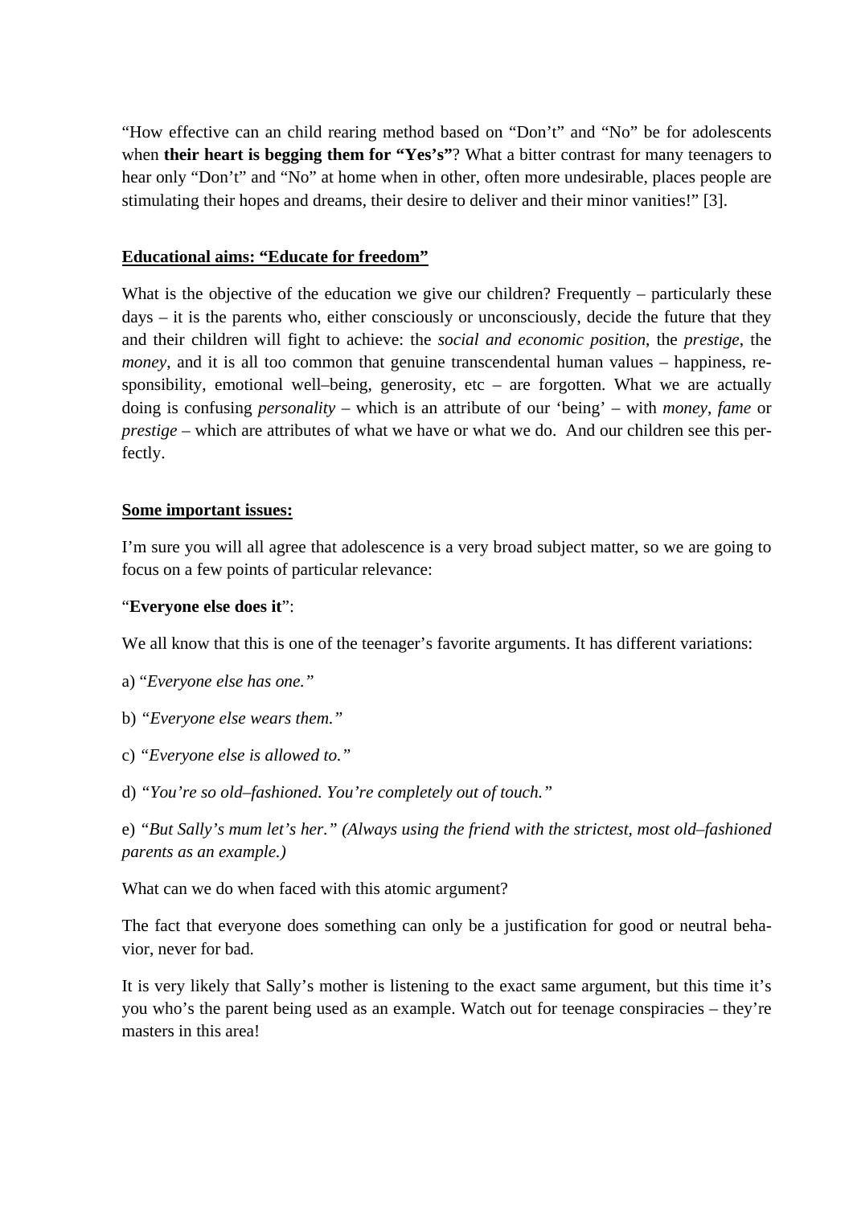"How effective can an child rearing method based on "Don't" and "No" be for adolescents when **their heart is begging them for "Yes's"**? What a bitter contrast for many teenagers to hear only "Don't" and "No" at home when in other, often more undesirable, places people are stimulating their hopes and dreams, their desire to deliver and their minor vanities!" [3].

## Educational aims: "Educate for freedom"

What is the objective of the education we give our children? Frequently – particularly these days – it is the parents who, either consciously or unconsciously, decide the future that they and their children will fight to achieve: the *social and economic position*, the *prestige*, the *money*, and it is all too common that genuine transcendental human values – happiness, responsibility, emotional well–being, generosity, etc – are forgotten. What we are actually doing is confusing *personality* – which is an attribute of our 'being' – with *money*, *fame* or *prestige* – which are attributes of what we have or what we do. And our children see this perfectly.

## Some important issues:

I'm sure you will all agree that adolescence is a very broad subject matter, so we are going to focus on a few points of particular relevance:

"**Everyone else does it**":

We all know that this is one of the teenager's favorite arguments. It has different variations:

a) "*Everyone else has one.*"

b) *"Everyone else wears them."*

c) *"Everyone else is allowed to."*

d) *"You're so old–fashioned. You're completely out of touch."*

e) *"But Sally's mum let's her." (Always using the friend with the strictest, most old–fashioned parents as an example.)*

What can we do when faced with this atomic argument?

The fact that everyone does something can only be a justification for good or neutral behavior, never for bad.

It is very likely that Sally's mother is listening to the exact same argument, but this time it's you who's the parent being used as an example. Watch out for teenage conspiracies – they're masters in this area!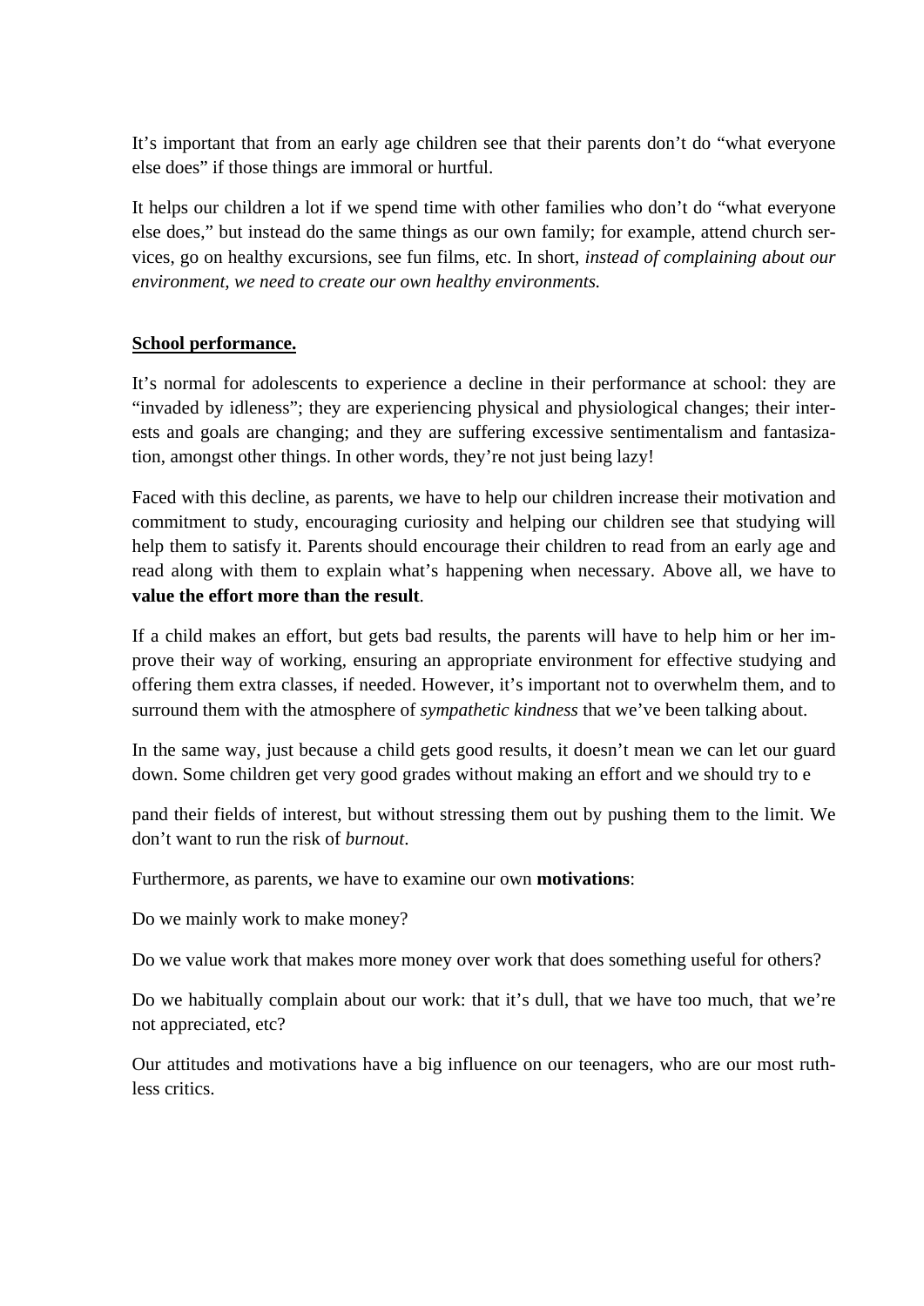It's important that from an early age children see that their parents don't do "what everyone else does" if those things are immoral or hurtful.

It helps our children a lot if we spend time with other families who don't do "what everyone else does," but instead do the same things as our own family; for example, attend church services, go on healthy excursions, see fun films, etc. In short, *instead of complaining about our environment, we need to create our own healthy environments.*

**School performance.**

It's normal for adolescents to experience a decline in their performance at school: they are "invaded by idleness"; they are experiencing physical and physiological changes; their interests and goals are changing; and they are suffering excessive sentimentalism and fantasization, amongst other things. In other words, they're not just being lazy!

Faced with this decline, as parents, we have to help our children increase their motivation and commitment to study, encouraging curiosity and helping our children see that studying will help them to satisfy it. Parents should encourage their children to read from an early age and read along with them to explain what's happening when necessary. Above all, we have to **value the effort more than the result**.

If a child makes an effort, but gets bad results, the parents will have to help him or her improve their way of working, ensuring an appropriate environment for effective studying and offering them extra classes, if needed. However, it's important not to overwhelm them, and to surround them with the atmosphere of *sympathetic kindness* that we've been talking about.

In the same way, just because a child gets good results, it doesn't mean we can let our guard down. Some children get very good grades without making an effort and we should try to e

pand their fields of interest, but without stressing them out by pushing them to the limit. We don't want to run the risk of *burnout*.

Furthermore, as parents, we have to examine our own **motivations**:

Do we mainly work to make money?

Do we value work that makes more money over work that does something useful for others?

Do we habitually complain about our work: that it's dull, that we have too much, that we're not appreciated, etc?

Our attitudes and motivations have a big influence on our teenagers, who are our most ruthless critics.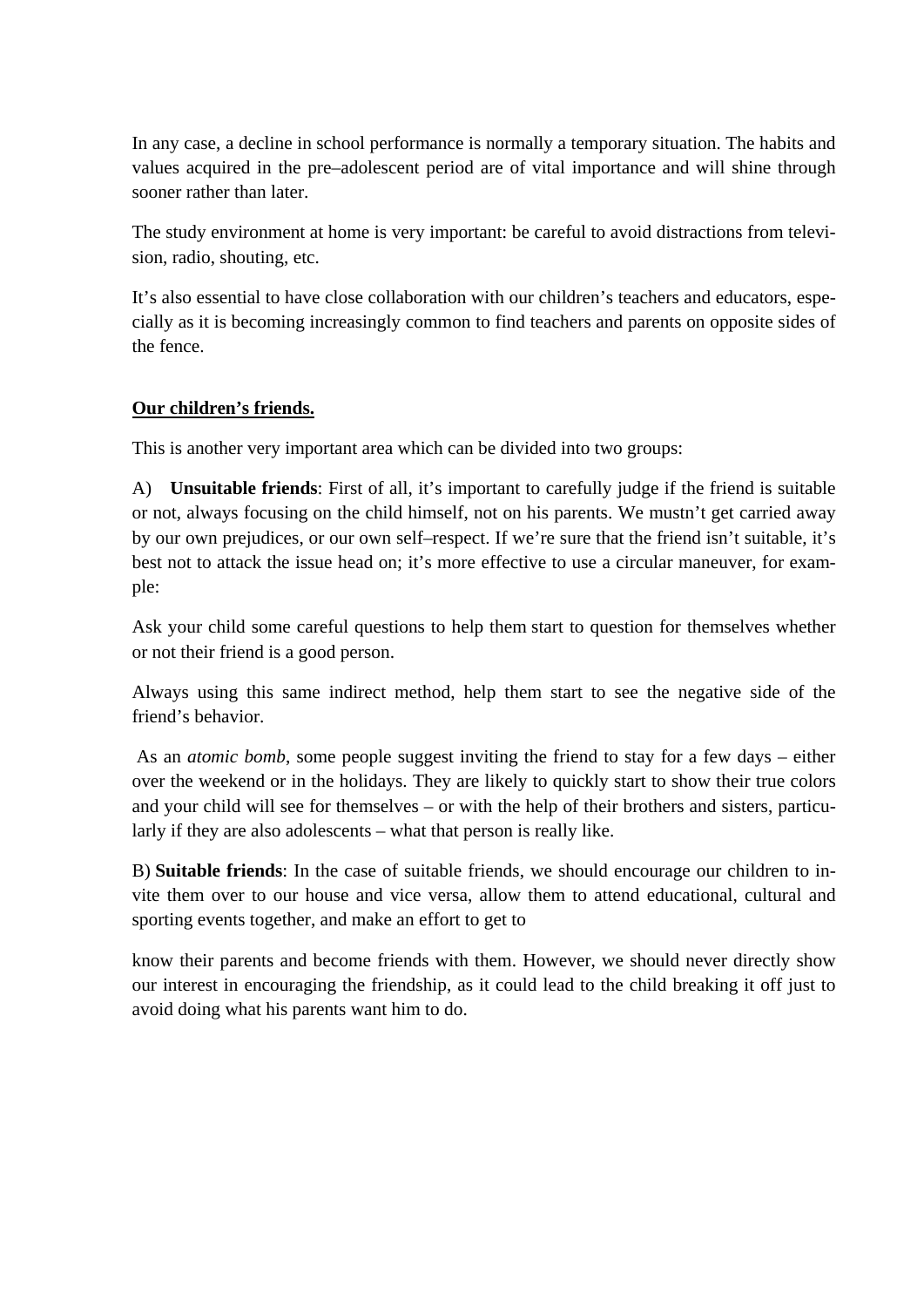In any case, a decline in school performance is normally a temporary situation. The habits and values acquired in the pre–adolescent period are of vital importance and will shine through sooner rather than later.

The study environment at home is very important: be careful to avoid distractions from television, radio, shouting, etc.

It's also essential to have close collaboration with our children's teachers and educators, especially as it is becoming increasingly common to find teachers and parents on opposite sides of the fence.

**<u>Our children's friends.</u>**

This is another very important area which can be divided into two groups:

A) **Unsuitable friends**: First of all, it's important to carefully judge if the friend is suitable or not, always focusing on the child himself, not on his parents. We mustn't get carried away by our own prejudices, or our own self–respect. If we're sure that the friend isn't suitable, it's best not to attack the issue head on; it's more effective to use a circular maneuver, for example:

Ask your child some careful questions to help them start to question for themselves whether or not their friend is a good person.

Always using this same indirect method, help them start to see the negative side of the friend's behavior.

As an *atomic bomb*, some people suggest inviting the friend to stay for a few days – either over the weekend or in the holidays. They are likely to quickly start to show their true colors and your child will see for themselves – or with the help of their brothers and sisters, particularly if they are also adolescents – what that person is really like.

B) **Suitable friends**: In the case of suitable friends, we should encourage our children to invite them over to our house and vice versa, allow them to attend educational, cultural and sporting events together, and make an effort to get to

know their parents and become friends with them. However, we should never directly show our interest in encouraging the friendship, as it could lead to the child breaking it off just to avoid doing what his parents want him to do.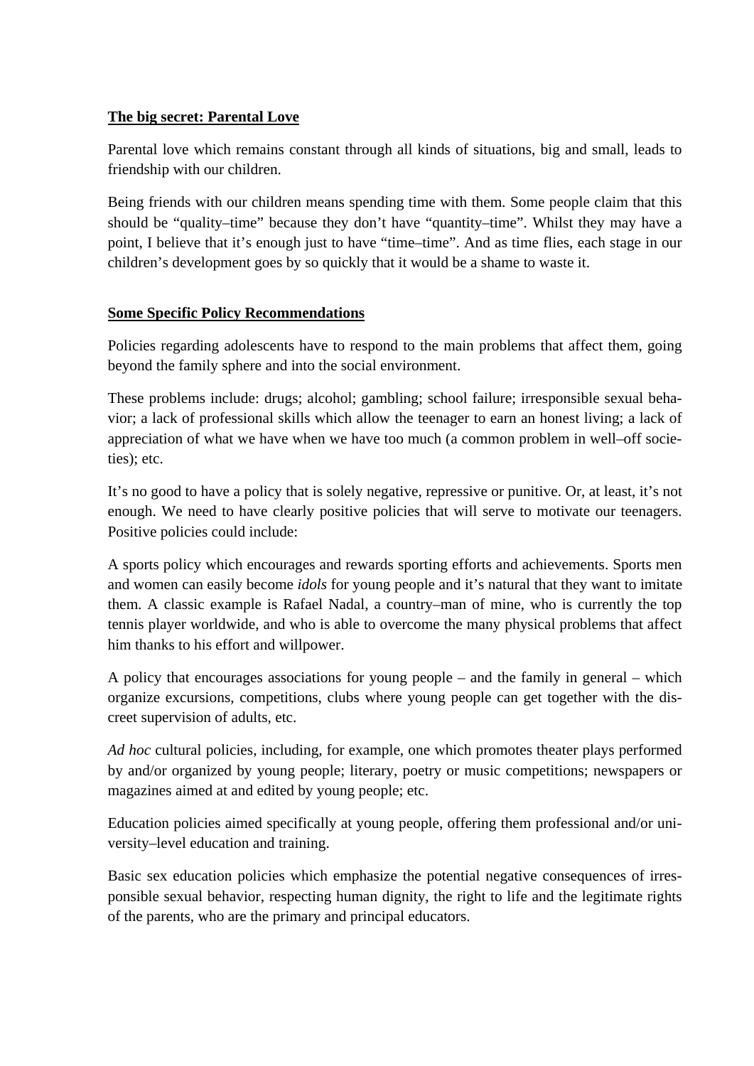**The big secret: Parental Love**

Parental love which remains constant through all kinds of situations, big and small, leads to friendship with our children.

Being friends with our children means spending time with them. Some people claim that this should be "quality–time" because they don't have "quantity–time". Whilst they may have a point, I believe that it's enough just to have "time–time". And as time flies, each stage in our children's development goes by so quickly that it would be a shame to waste it.

**Some Specific Policy Recommendations**

Policies regarding adolescents have to respond to the main problems that affect them, going beyond the family sphere and into the social environment.

These problems include: drugs; alcohol; gambling; school failure; irresponsible sexual behavior; a lack of professional skills which allow the teenager to earn an honest living; a lack of appreciation of what we have when we have too much (a common problem in well–off societies); etc.

It's no good to have a policy that is solely negative, repressive or punitive. Or, at least, it's not enough. We need to have clearly positive policies that will serve to motivate our teenagers. Positive policies could include:

A sports policy which encourages and rewards sporting efforts and achievements. Sports men and women can easily become *idols* for young people and it's natural that they want to imitate them. A classic example is Rafael Nadal, a country–man of mine, who is currently the top tennis player worldwide, and who is able to overcome the many physical problems that affect him thanks to his effort and willpower.

A policy that encourages associations for young people – and the family in general – which organize excursions, competitions, clubs where young people can get together with the discreet supervision of adults, etc.

*Ad hoc* cultural policies, including, for example, one which promotes theater plays performed by and/or organized by young people; literary, poetry or music competitions; newspapers or magazines aimed at and edited by young people; etc.

Education policies aimed specifically at young people, offering them professional and/or university–level education and training.

Basic sex education policies which emphasize the potential negative consequences of irresponsible sexual behavior, respecting human dignity, the right to life and the legitimate rights of the parents, who are the primary and principal educators.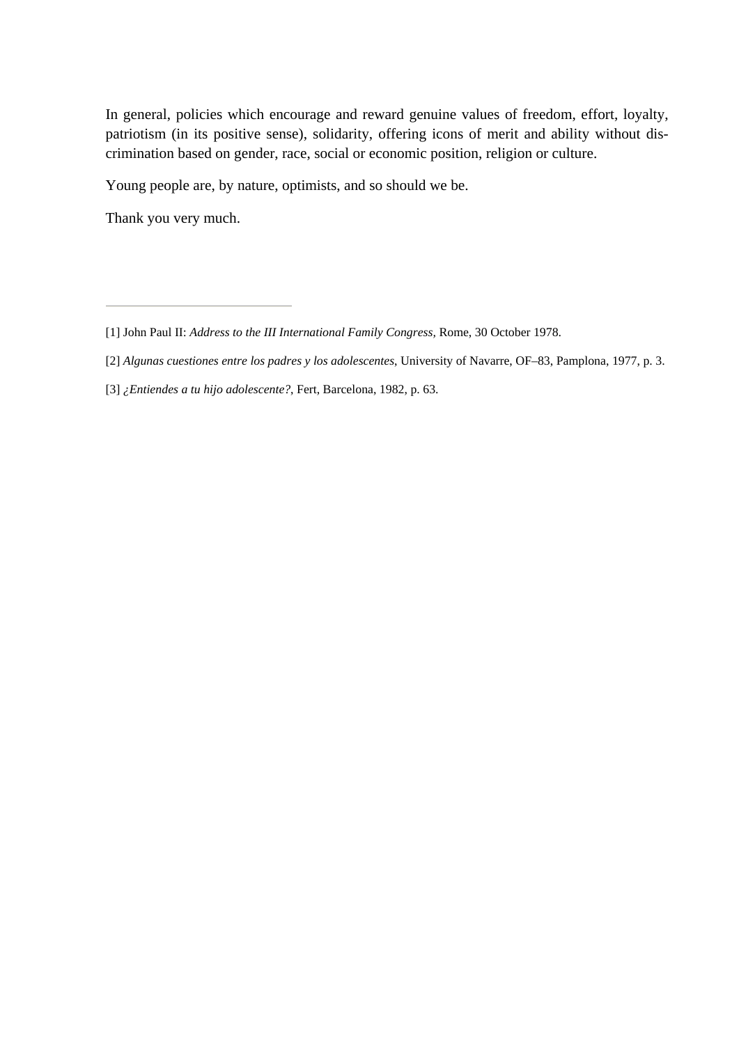In general, policies which encourage and reward genuine values of freedom, effort, loyalty, patriotism (in its positive sense), solidarity, offering icons of merit and ability without discrimination based on gender, race, social or economic position, religion or culture.

Young people are, by nature, optimists, and so should we be.

Thank you very much.

---

[1] John Paul II: *Address to the III International Family Congress*, Rome, 30 October 1978.

[2] *Algunas cuestiones entre los padres y los adolescentes*, University of Navarre, OF–83, Pamplona, 1977, p. 3.

[3] *¿Entiendes a tu hijo adolescente?*, Fert, Barcelona, 1982, p. 63.